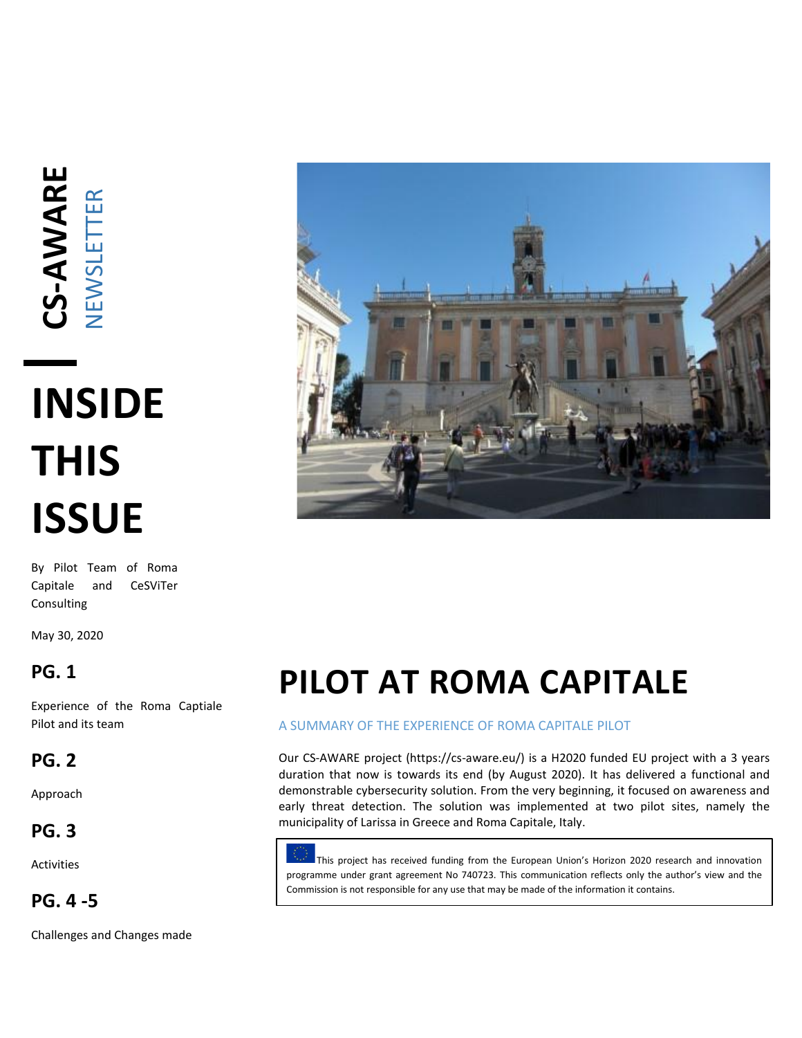# CS-AWARE NEWSLETTER

# INSIDE THIS ISSUE

By Pilot Team of Roma Capitale and CeSViTer Consulting

May 30, 2020

## PG. 1

Experience of the Roma Captiale Pilot and its team

## PG. 2

Approach

## PG. 3

Activities

## PG. 4 -5

Challenges and Changes made

# PILOT AT ROMA CAPITALE

A SUMMARY OF THE EXPERIENCE OF ROMA CAPITALE PILOT

Our CS-AWARE project (https://cs-aware.eu/) is a H2020 funded EU project with a 3 years duration that now is towards its end (by August 2020). It has delivered a functional and demonstrable cybersecurity solution. From the very beginning, it focused on awareness and early threat detection. The solution was implemented at two pilot sites, namely the municipality of Larissa in Greece and Roma Capitale, Italy.

This project has received funding from the European Union's Horizon 2020 research and innovation programme under grant agreement No 740723. This communication reflects only the author's view and the Commission is not responsible for any use that may be made of the information it contains.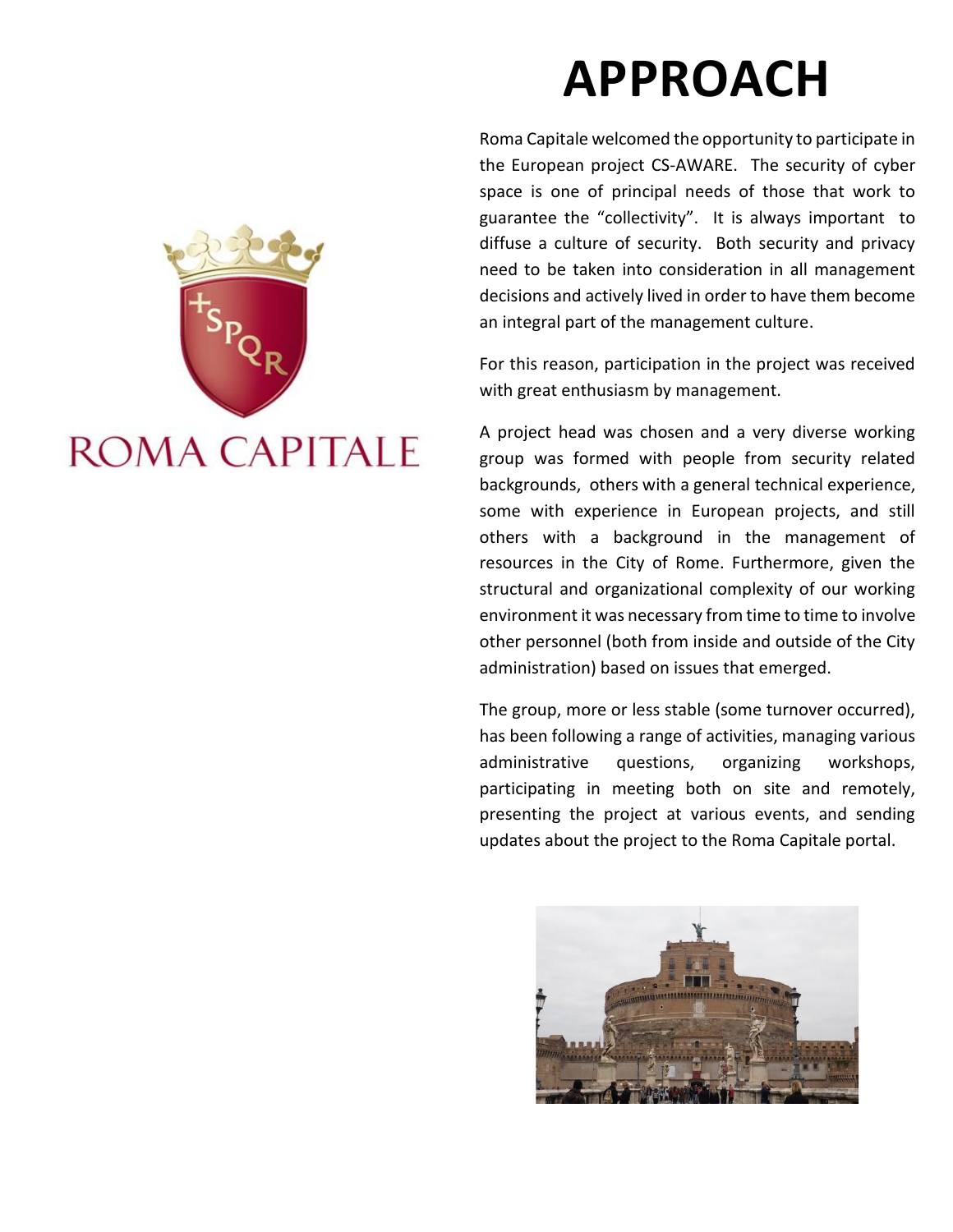# APPROACH

Roma Capitale welcomed the opportunity to participate in the European project CS-AWARE. The security of cyber space is one of principal needs of those that work to guarantee the "collectivity". It is always important to diffuse a culture of security. Both security and privacy need to be taken into consideration in all management decisions and actively lived in order to have them become an integral part of the management culture.

For this reason, participation in the project was received with great enthusiasm by management.

A project head was chosen and a very diverse working group was formed with people from security related backgrounds, others with a general technical experience, some with experience in European projects, and still others with a background in the management of resources in the City of Rome. Furthermore, given the structural and organizational complexity of our working environment it was necessary from time to time to involve other personnel (both from inside and outside of the City administration) based on issues that emerged.

The group, more or less stable (some turnover occurred), has been following a range of activities, managing various administrative questions, organizing workshops, participating in meeting both on site and remotely, presenting the project at various events, and sending updates about the project to the Roma Capitale portal.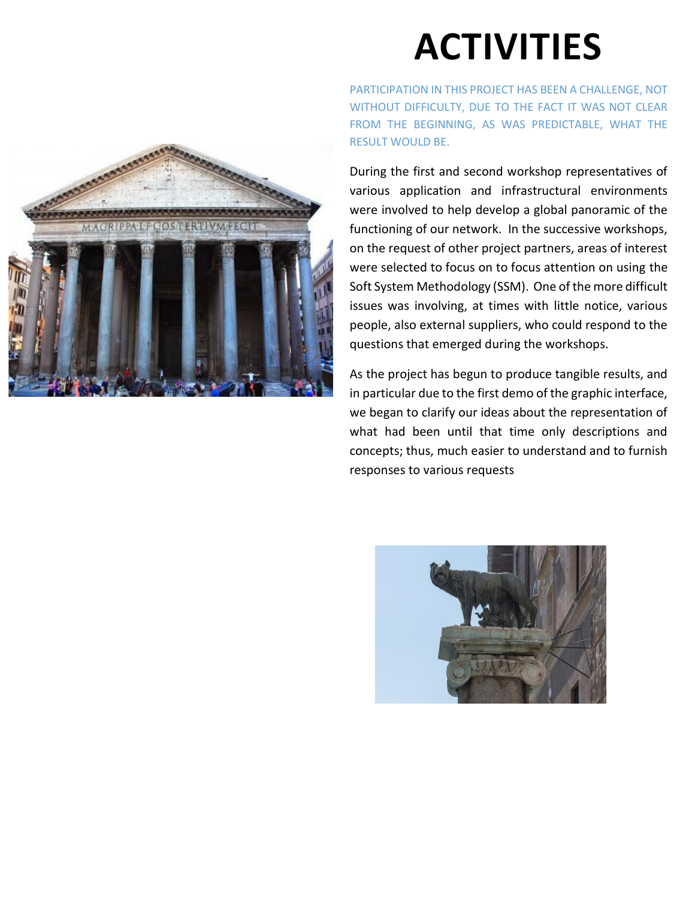# ACTIVITIES

PARTICIPATION IN THIS PROJECT HAS BEEN A CHALLENGE, NOT WITHOUT DIFFICULTY, DUE TO THE FACT IT WAS NOT CLEAR FROM THE BEGINNING, AS WAS PREDICTABLE, WHAT THE RESULT WOULD BE.

During the first and second workshop representatives of various application and infrastructural environments were involved to help develop a global panoramic of the functioning of our network. In the successive workshops, on the request of other project partners, areas of interest were selected to focus on to focus attention on using the Soft System Methodology (SSM). One of the more difficult issues was involving, at times with little notice, various people, also external suppliers, who could respond to the questions that emerged during the workshops.

As the project has begun to produce tangible results, and in particular due to the first demo of the graphic interface, we began to clarify our ideas about the representation of what had been until that time only descriptions and concepts; thus, much easier to understand and to furnish responses to various requests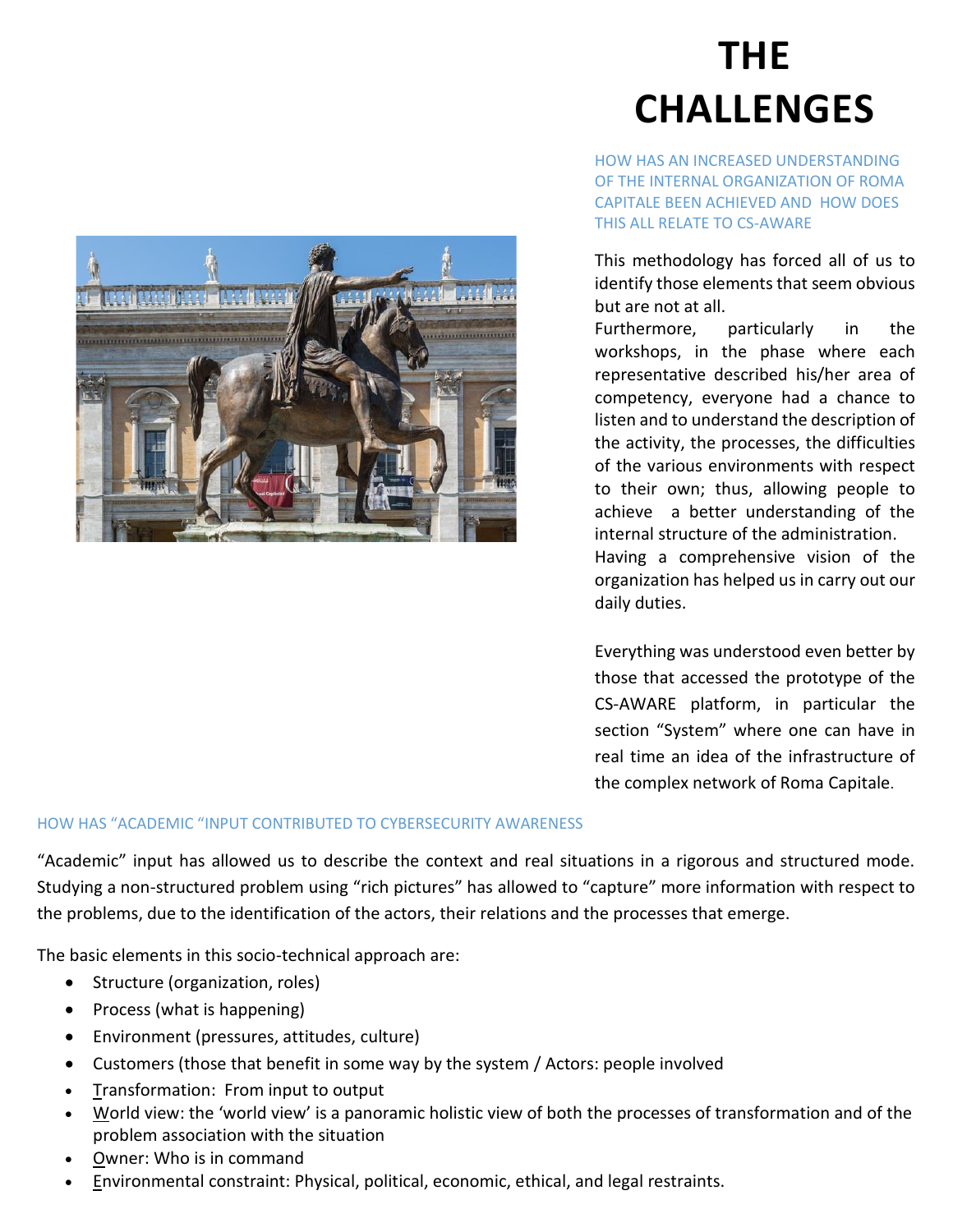# THE CHALLENGES

HOW HAS AN INCREASED UNDERSTANDING OF THE INTERNAL ORGANIZATION OF ROMA CAPITALE BEEN ACHIEVED AND HOW DOES THIS ALL RELATE TO CS-AWARE

This methodology has forced all of us to identify those elements that seem obvious but are not at all.

Furthermore, particularly in the workshops, in the phase where each representative described his/her area of competency, everyone had a chance to listen and to understand the description of the activity, the processes, the difficulties of the various environments with respect to their own; thus, allowing people to achieve a better understanding of the internal structure of the administration.

Having a comprehensive vision of the organization has helped us in carry out our daily duties.

Everything was understood even better by those that accessed the prototype of the CS-AWARE platform, in particular the section "System" where one can have in real time an idea of the infrastructure of the complex network of Roma Capitale.

HOW HAS "ACADEMIC "INPUT CONTRIBUTED TO CYBERSECURITY AWARENESS

"Academic" input has allowed us to describe the context and real situations in a rigorous and structured mode. Studying a non-structured problem using "rich pictures" has allowed to "capture" more information with respect to the problems, due to the identification of the actors, their relations and the processes that emerge.

The basic elements in this socio-technical approach are:

- Structure (organization, roles)
- Process (what is happening)
- Environment (pressures, attitudes, culture)
- Customers (those that benefit in some way by the system / Actors: people involved
- Transformation: From input to output
- World view: the 'world view' is a panoramic holistic view of both the processes of transformation and of the problem association with the situation
- Owner: Who is in command
- Environmental constraint: Physical, political, economic, ethical, and legal restraints.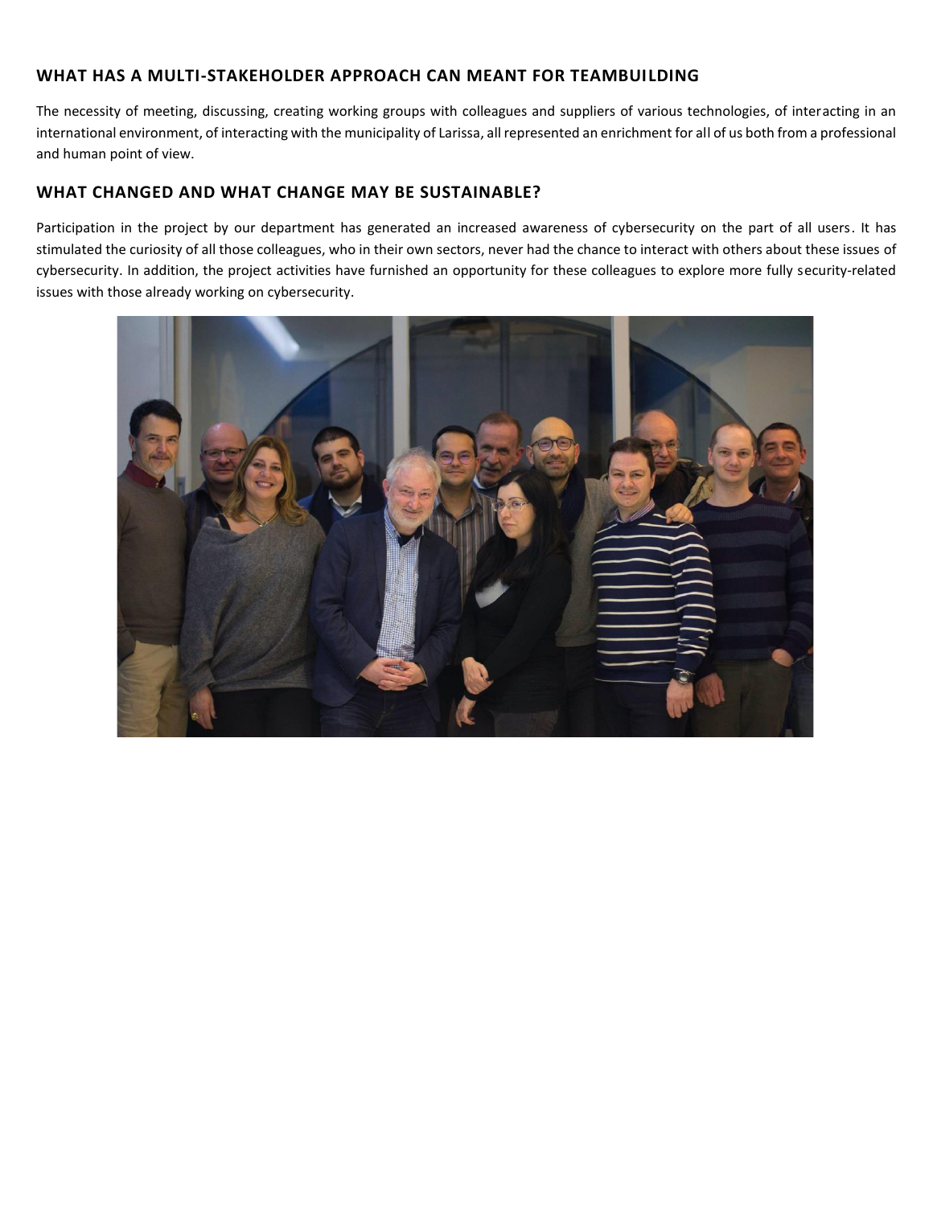## WHAT HAS A MULTI-STAKEHOLDER APPROACH CAN MEANT FOR TEAMBUILDING

The necessity of meeting, discussing, creating working groups with colleagues and suppliers of various technologies, of interacting in an international environment, of interacting with the municipality of Larissa, all represented an enrichment for all of us both from a professional and human point of view.

## WHAT CHANGED AND WHAT CHANGE MAY BE SUSTAINABLE?

Participation in the project by our department has generated an increased awareness of cybersecurity on the part of all users. It has stimulated the curiosity of all those colleagues, who in their own sectors, never had the chance to interact with others about these issues of cybersecurity. In addition, the project activities have furnished an opportunity for these colleagues to explore more fully security-related issues with those already working on cybersecurity.